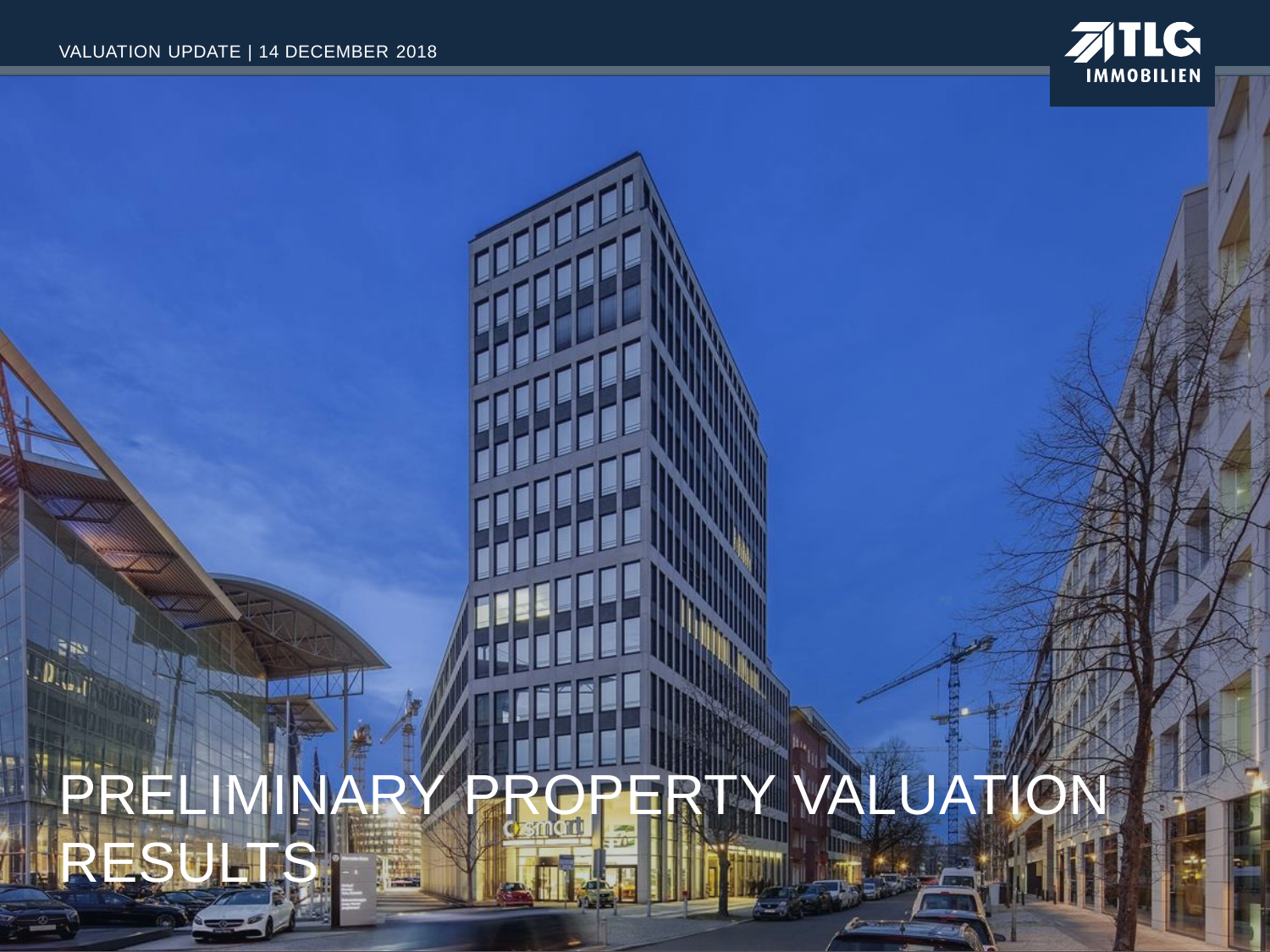VALUATION UPDATE | 14 DECEMBER 2018

TLG IMMOBILIEN

# PRELIMINARY PROPERTY VALUATION RESULTS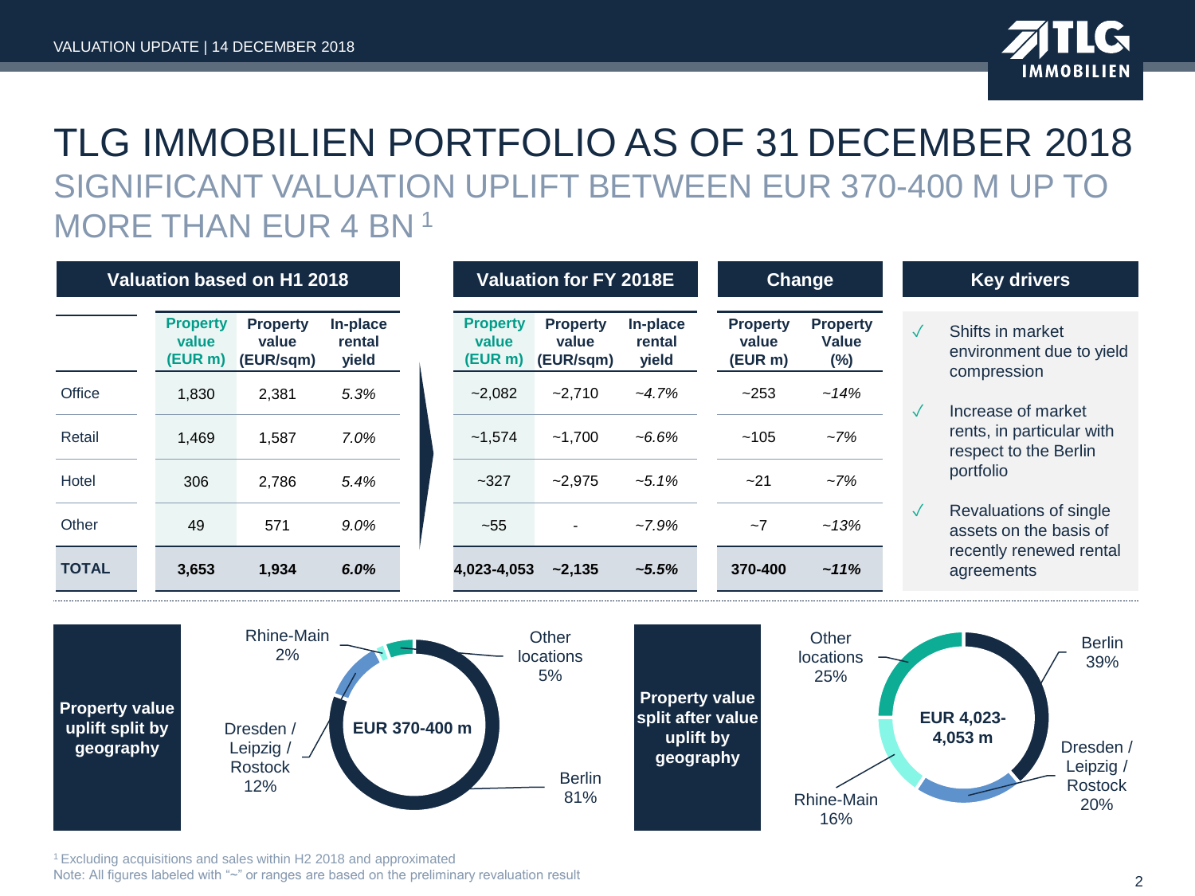# TLG IMMOBILIEN PORTFOLIO AS OF 31 DECEMBER 2018

## SIGNIFICANT VALUATION UPLIFT BETWEEN EUR 370-400 M UP TO MORE THAN EUR 4 BN [1]

| | Valuation based on H1 2018 | | | Valuation for FY 2018E | | | Change | |
|---|---|---|---|---|---|---|---|---|
| | Property value (EUR m) | Property value (EUR/sqm) | In-place rental yield | Property value (EUR m) | Property value (EUR/sqm) | In-place rental yield | Property value (EUR m) | Property Value (%) |
| Office | 1,830 | 2,381 | *5.3%* | ~2,082 | ~2,710 | *~4.7%* | ~253 | *~14%* |
| Retail | 1,469 | 1,587 | *7.0%* | ~1,574 | ~1,700 | *~6.6%* | ~105 | *~7%* |
| Hotel | 306 | 2,786 | *5.4%* | ~327 | ~2,975 | *~5.1%* | ~21 | *~7%* |
| Other | 49 | 571 | *9.0%* | ~55 | - | *~7.9%* | ~7 | *~13%* |
| **TOTAL** | **3,653** | **1,934** | ***6.0%*** | **4,023-4,053** | **~2,135** | ***~5.5%*** | **370-400** | ***~11%*** |

**Key drivers**

- ✓ Shifts in market environment due to yield compression
- ✓ Increase of market rents, in particular with respect to the Berlin portfolio
- ✓ Revaluations of single assets on the basis of recently renewed rental agreements

**Property value uplift split by geography**

EUR 370-400 m

- Berlin 81%
- Dresden / Leipzig / Rostock 12%
- Rhine-Main 2%
- Other locations 5%

**Property value split after value uplift by geography**

EUR 4,023-4,053 m

- Berlin 39%
- Dresden / Leipzig / Rostock 20%
- Rhine-Main 16%
- Other locations 25%

[1] Excluding acquisitions and sales within H2 2018 and approximated

Note: All figures labeled with "~" or ranges are based on the preliminary revaluation result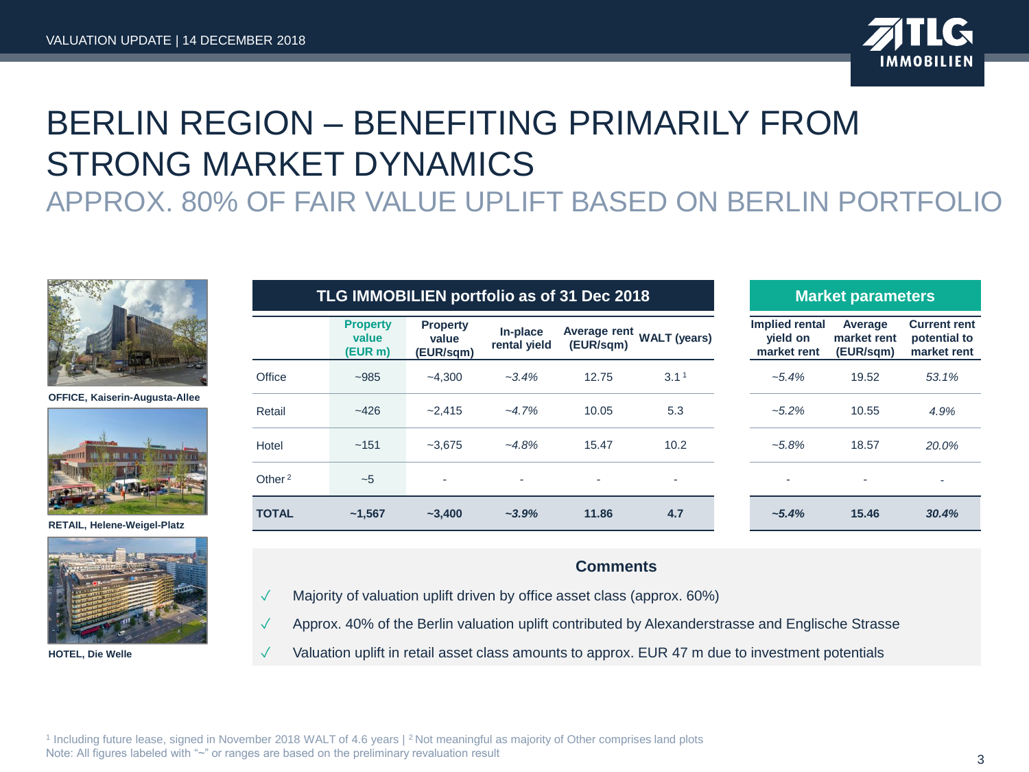# BERLIN REGION – BENEFITING PRIMARILY FROM STRONG MARKET DYNAMICS

## APPROX. 80% OF FAIR VALUE UPLIFT BASED ON BERLIN PORTFOLIO

OFFICE, Kaiserin-Augusta-Allee

RETAIL, Helene-Weigel-Platz

HOTEL, Die Welle

| | TLG IMMOBILIEN portfolio as of 31 Dec 2018 | | | | | Market parameters | | |
|---|---|---|---|---|---|---|---|---|
| | Property value (EUR m) | Property value (EUR/sqm) | In-place rental yield | Average rent (EUR/sqm) | WALT (years) | Implied rental yield on market rent | Average market rent (EUR/sqm) | Current rent potential to market rent |
| Office | ~985 | ~4,300 | *~3.4%* | 12.75 | 3.1 [1] | *~5.4%* | 19.52 | *53.1%* |
| Retail | ~426 | ~2,415 | *~4.7%* | 10.05 | 5.3 | *~5.2%* | 10.55 | *4.9%* |
| Hotel | ~151 | ~3,675 | *~4.8%* | 15.47 | 10.2 | *~5.8%* | 18.57 | *20.0%* |
| Other [2] | ~5 | - | - | - | - | - | - | - |
| **TOTAL** | **~1,567** | **~3,400** | ***~3.9%*** | **11.86** | **4.7** | ***~5.4%*** | **15.46** | ***30.4%*** |

**Comments**

- ✓ Majority of valuation uplift driven by office asset class (approx. 60%)
- ✓ Approx. 40% of the Berlin valuation uplift contributed by Alexanderstrasse and Englische Strasse
- ✓ Valuation uplift in retail asset class amounts to approx. EUR 47 m due to investment potentials

[1] Including future lease, signed in November 2018 WALT of 4.6 years | [2] Not meaningful as majority of Other comprises land plots

Note: All figures labeled with "~" or ranges are based on the preliminary revaluation result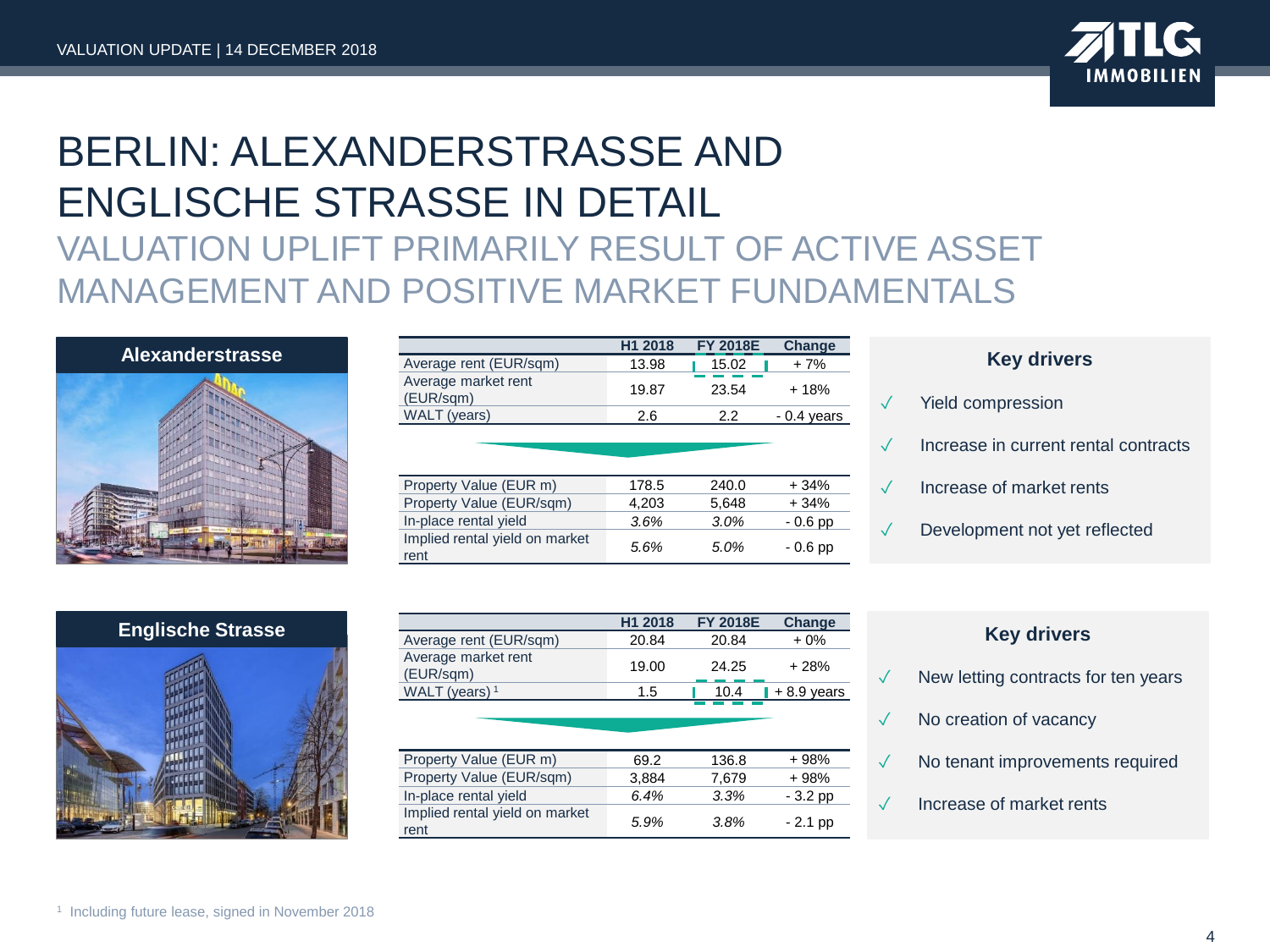# BERLIN: ALEXANDERSTRASSE AND ENGLISCHE STRASSE IN DETAIL

## VALUATION UPLIFT PRIMARILY RESULT OF ACTIVE ASSET MANAGEMENT AND POSITIVE MARKET FUNDAMENTALS

### Alexanderstrasse

| | H1 2018 | FY 2018E | Change |
|---|---|---|---|
| Average rent (EUR/sqm) | 13.98 | 15.02 | + 7% |
| Average market rent (EUR/sqm) | 19.87 | 23.54 | + 18% |
| WALT (years) | 2.6 | 2.2 | - 0.4 years |
| Property Value (EUR m) | 178.5 | 240.0 | + 34% |
| Property Value (EUR/sqm) | 4,203 | 5,648 | + 34% |
| In-place rental yield | *3.6%* | *3.0%* | - 0.6 pp |
| Implied rental yield on market rent | *5.6%* | *5.0%* | - 0.6 pp |

**Key drivers**

- ✓ Yield compression
- ✓ Increase in current rental contracts
- ✓ Increase of market rents
- ✓ Development not yet reflected

### Englische Strasse

| | H1 2018 | FY 2018E | Change |
|---|---|---|---|
| Average rent (EUR/sqm) | 20.84 | 20.84 | + 0% |
| Average market rent (EUR/sqm) | 19.00 | 24.25 | + 28% |
| WALT (years) [1] | 1.5 | 10.4 | + 8.9 years |
| Property Value (EUR m) | 69.2 | 136.8 | + 98% |
| Property Value (EUR/sqm) | 3,884 | 7,679 | + 98% |
| In-place rental yield | *6.4%* | *3.3%* | - 3.2 pp |
| Implied rental yield on market rent | *5.9%* | *3.8%* | - 2.1 pp |

**Key drivers**

- ✓ New letting contracts for ten years
- ✓ No creation of vacancy
- ✓ No tenant improvements required
- ✓ Increase of market rents

[1] Including future lease, signed in November 2018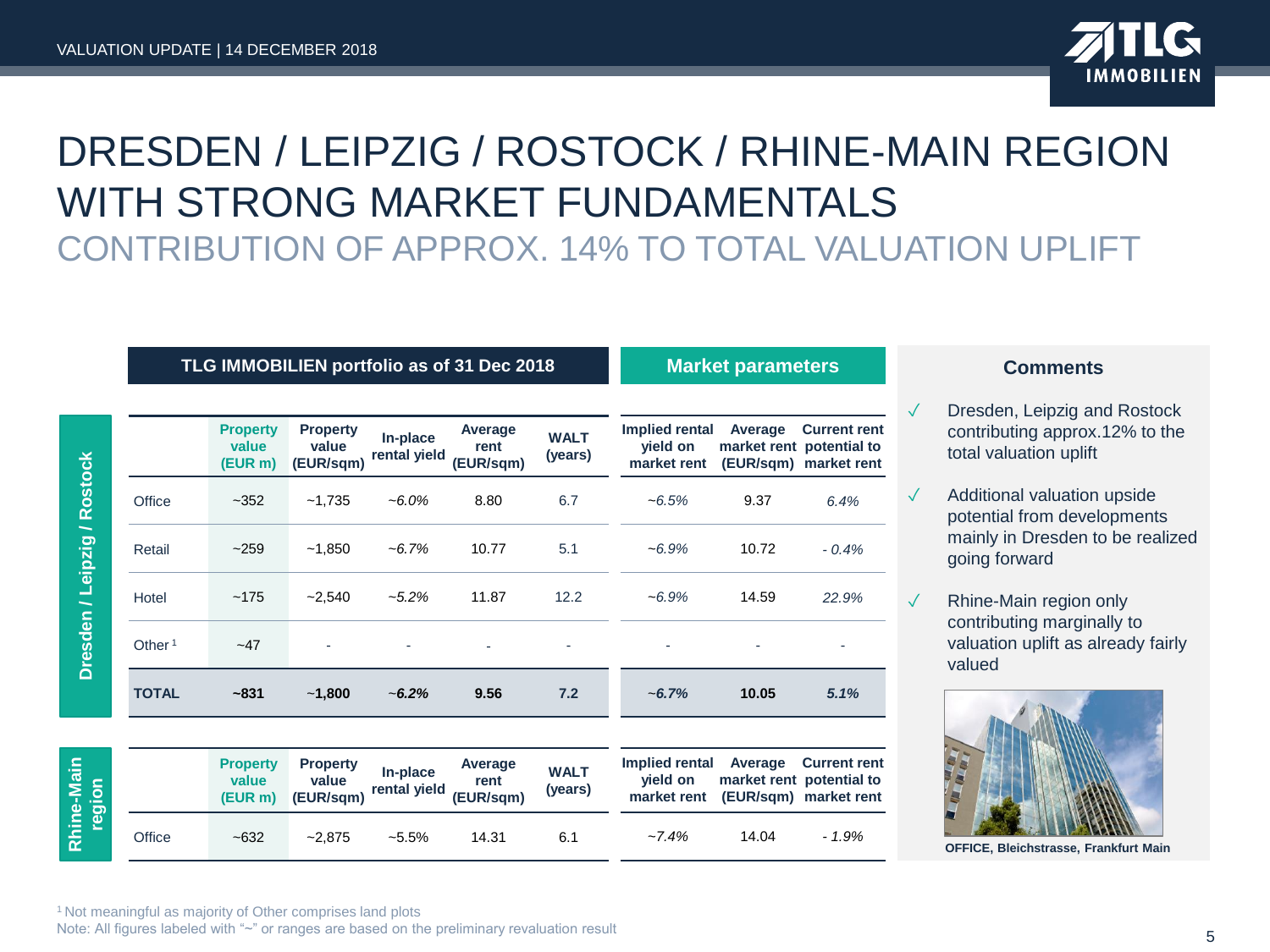# DRESDEN / LEIPZIG / ROSTOCK / RHINE-MAIN REGION WITH STRONG MARKET FUNDAMENTALS

## CONTRIBUTION OF APPROX. 14% TO TOTAL VALUATION UPLIFT

| | | TLG IMMOBILIEN portfolio as of 31 Dec 2018 | | | | | Market parameters | | |
|---|---|---|---|---|---|---|---|---|---|
| | | Property value (EUR m) | Property value (EUR/sqm) | In-place rental yield | Average rent (EUR/sqm) | WALT (years) | Implied rental yield on market rent | Average market rent (EUR/sqm) | Current rent potential to market rent |
| **Dresden / Leipzig / Rostock** | Office | ~352 | ~1,735 | *~6.0%* | 8.80 | 6.7 | *~6.5%* | 9.37 | *6.4%* |
| | Retail | ~259 | ~1,850 | *~6.7%* | 10.77 | 5.1 | *~6.9%* | 10.72 | *- 0.4%* |
| | Hotel | ~175 | ~2,540 | *~5.2%* | 11.87 | 12.2 | *~6.9%* | 14.59 | *22.9%* |
| | Other [1] | ~47 | - | - | - | - | - | - | - |
| | **TOTAL** | **~831** | **~1,800** | ***~6.2%*** | **9.56** | **7.2** | ***~6.7%*** | **10.05** | ***5.1%*** |
| **Rhine-Main region** | Office | ~632 | ~2,875 | ~5.5% | 14.31 | 6.1 | *~7.4%* | 14.04 | *- 1.9%* |

### Comments

- ✓ Dresden, Leipzig and Rostock contributing approx.12% to the total valuation uplift
- ✓ Additional valuation upside potential from developments mainly in Dresden to be realized going forward
- ✓ Rhine-Main region only contributing marginally to valuation uplift as already fairly valued

**OFFICE, Bleichstrasse, Frankfurt Main**

[1] Not meaningful as majority of Other comprises land plots

Note: All figures labeled with "~" or ranges are based on the preliminary revaluation result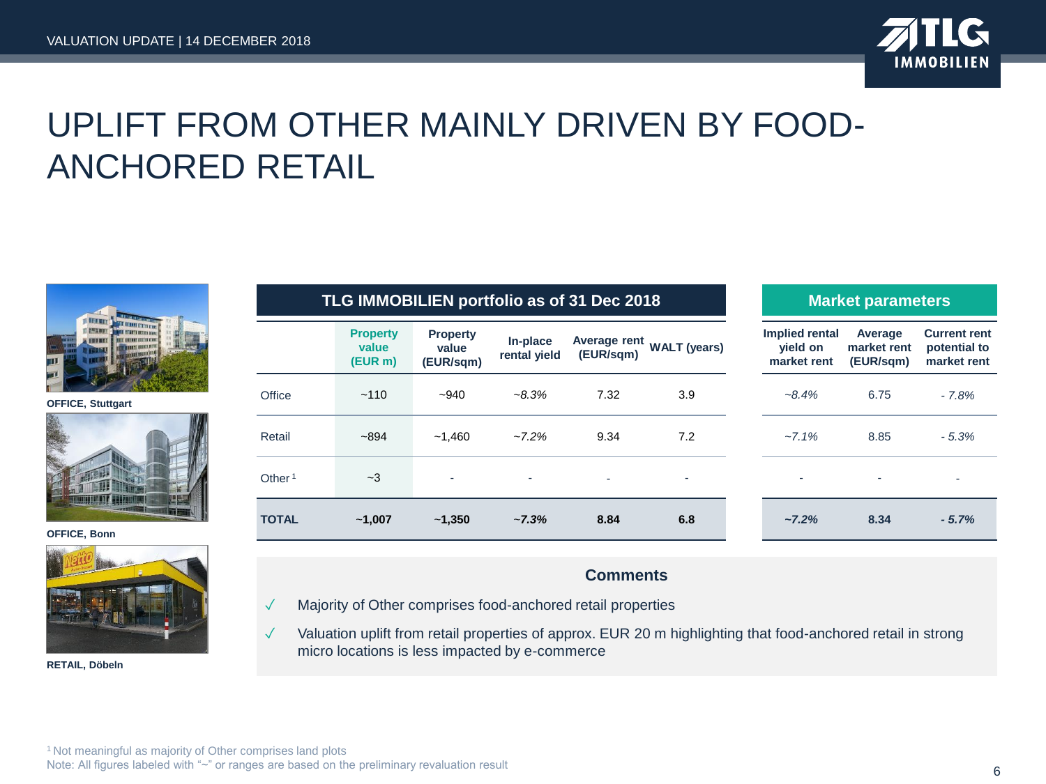# UPLIFT FROM OTHER MAINLY DRIVEN BY FOOD-ANCHORED RETAIL

OFFICE, Stuttgart

OFFICE, Bonn

RETAIL, Döbeln

| | TLG IMMOBILIEN portfolio as of 31 Dec 2018 | | | | | Market parameters | | |
|---|---|---|---|---|---|---|---|---|
| | Property value (EUR m) | Property value (EUR/sqm) | In-place rental yield | Average rent (EUR/sqm) | WALT (years) | Implied rental yield on market rent | Average market rent (EUR/sqm) | Current rent potential to market rent |
| Office | ~110 | ~940 | *~8.3%* | 7.32 | 3.9 | *~8.4%* | 6.75 | *- 7.8%* |
| Retail | ~894 | ~1,460 | *~7.2%* | 9.34 | 7.2 | *~7.1%* | 8.85 | *- 5.3%* |
| Other [1] | ~3 | - | - | - | - | - | - | - |
| **TOTAL** | **~1,007** | **~1,350** | ***~7.3%*** | **8.84** | **6.8** | ***~7.2%*** | **8.34** | ***- 5.7%*** |

**Comments**

- ✓ Majority of Other comprises food-anchored retail properties
- ✓ Valuation uplift from retail properties of approx. EUR 20 m highlighting that food-anchored retail in strong micro locations is less impacted by e-commerce

[1] Not meaningful as majority of Other comprises land plots

Note: All figures labeled with "~" or ranges are based on the preliminary revaluation result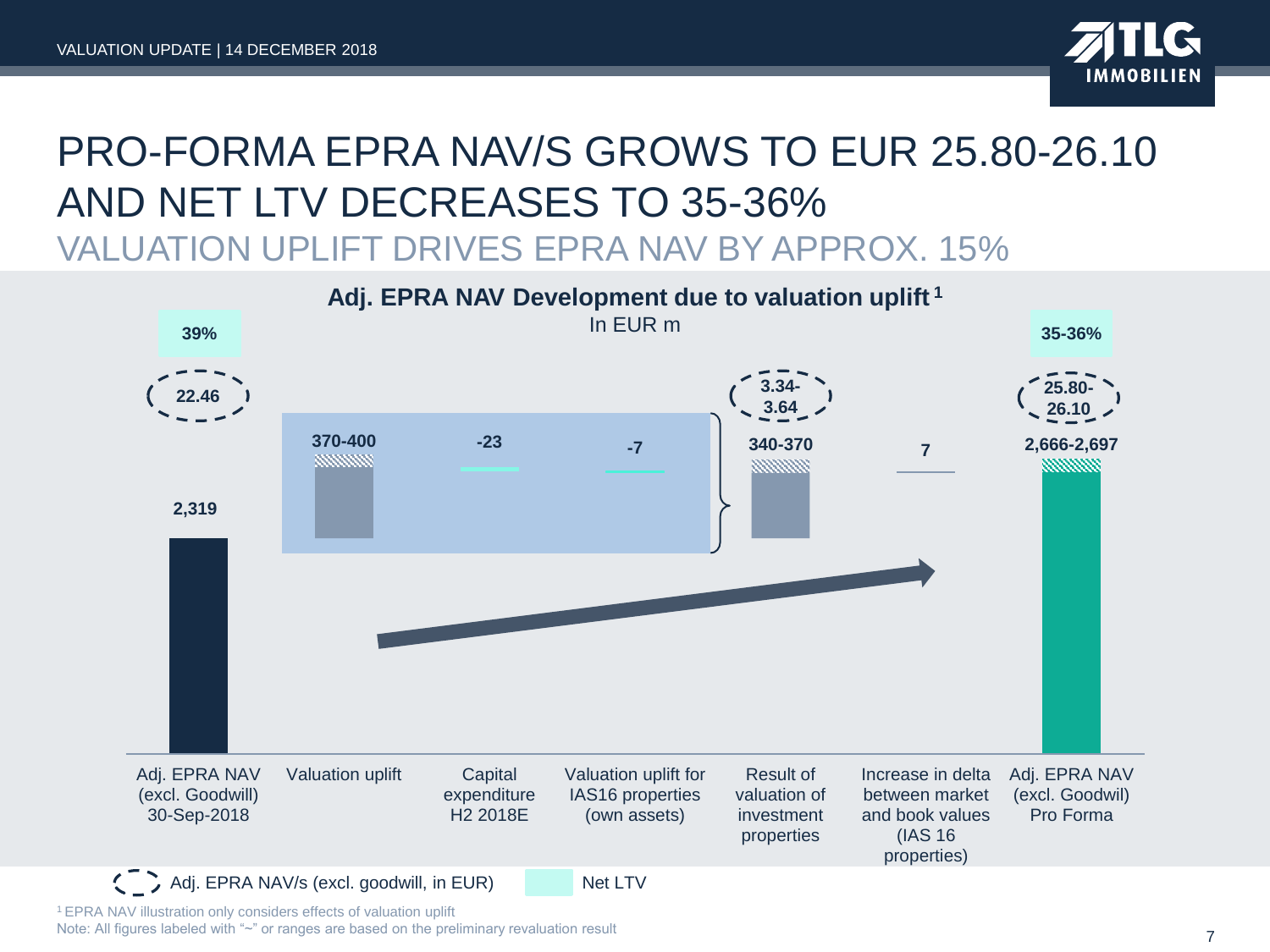# PRO-FORMA EPRA NAV/S GROWS TO EUR 25.80-26.10 AND NET LTV DECREASES TO 35-36%

## VALUATION UPLIFT DRIVES EPRA NAV BY APPROX. 15%

**Adj. EPRA NAV Development due to valuation uplift** [1]

In EUR m

| | Adj. EPRA NAV (excl. Goodwill) 30-Sep-2018 | Valuation uplift | Capital expenditure H2 2018E | Valuation uplift for IAS16 properties (own assets) | Result of valuation of investment properties | Increase in delta between market and book values (IAS 16 properties) | Adj. EPRA NAV (excl. Goodwil) Pro Forma |
|---|---|---|---|---|---|---|---|
| EUR m | 2,319 | 370-400 | -23 | -7 | 340-370 | 7 | 2,666-2,697 |
| Adj. EPRA NAV/s (excl. goodwill, in EUR) | 22.46 | | | | 3.34-3.64 | | 25.80-26.10 |
| Net LTV | 39% | | | | | | 35-36% |

[1] EPRA NAV illustration only considers effects of valuation uplift

Note: All figures labeled with "~" or ranges are based on the preliminary revaluation result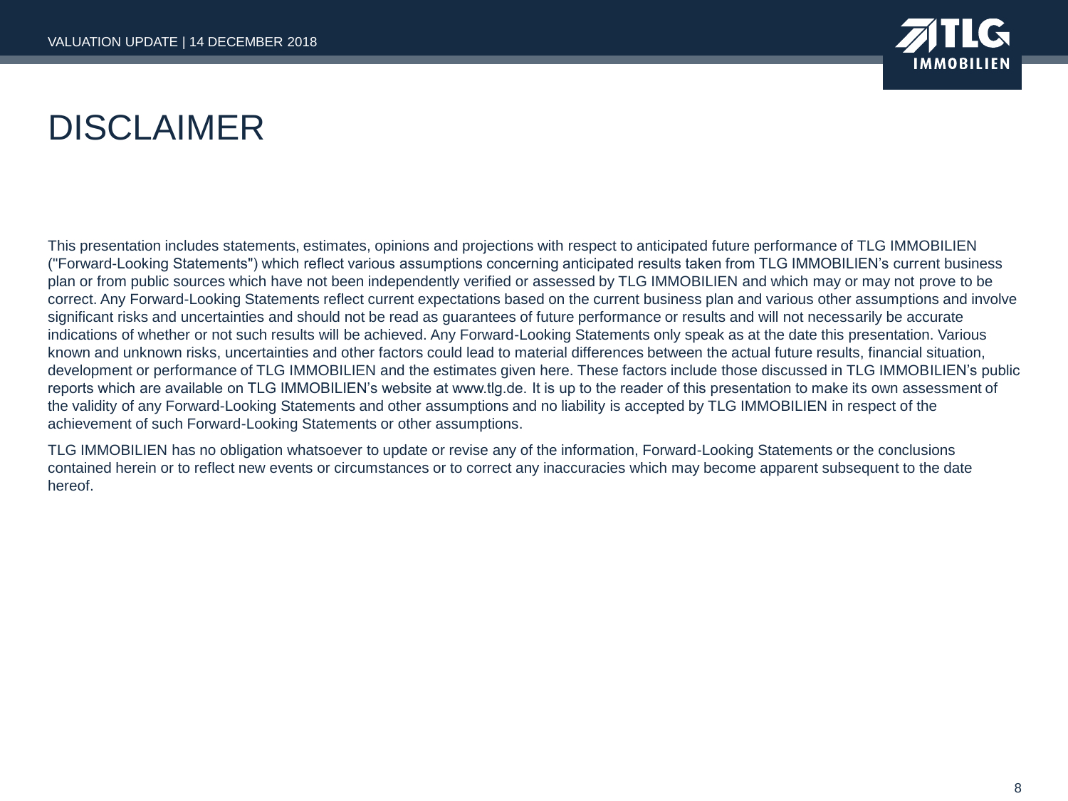# DISCLAIMER

This presentation includes statements, estimates, opinions and projections with respect to anticipated future performance of TLG IMMOBILIEN ("Forward-Looking Statements") which reflect various assumptions concerning anticipated results taken from TLG IMMOBILIEN's current business plan or from public sources which have not been independently verified or assessed by TLG IMMOBILIEN and which may or may not prove to be correct. Any Forward-Looking Statements reflect current expectations based on the current business plan and various other assumptions and involve significant risks and uncertainties and should not be read as guarantees of future performance or results and will not necessarily be accurate indications of whether or not such results will be achieved. Any Forward-Looking Statements only speak as at the date this presentation. Various known and unknown risks, uncertainties and other factors could lead to material differences between the actual future results, financial situation, development or performance of TLG IMMOBILIEN and the estimates given here. These factors include those discussed in TLG IMMOBILIEN's public reports which are available on TLG IMMOBILIEN's website at www.tlg.de. It is up to the reader of this presentation to make its own assessment of the validity of any Forward-Looking Statements and other assumptions and no liability is accepted by TLG IMMOBILIEN in respect of the achievement of such Forward-Looking Statements or other assumptions.

TLG IMMOBILIEN has no obligation whatsoever to update or revise any of the information, Forward-Looking Statements or the conclusions contained herein or to reflect new events or circumstances or to correct any inaccuracies which may become apparent subsequent to the date hereof.